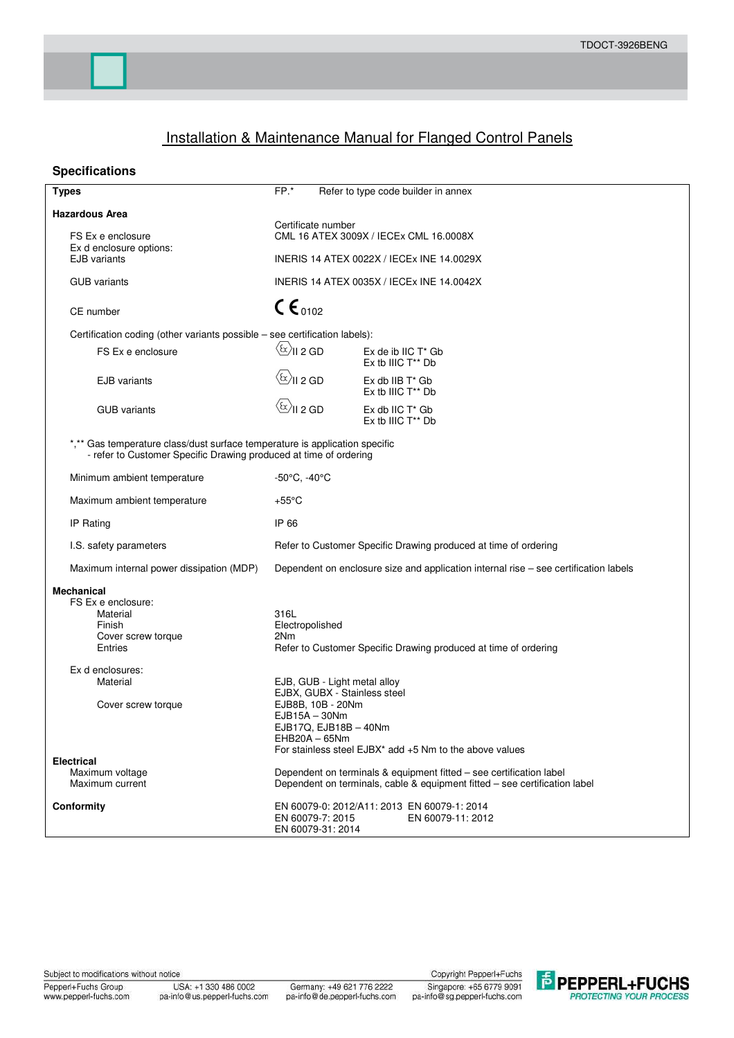# Installation & Maintenance Manual for Flanged Control Panels

## Specifications

| **Types** | FP.* Refer to type code builder in annex | |
|---|---|---|
| **Hazardous Area** | | |
| | Certificate number | |
| FS Ex e enclosure | CML 16 ATEX 3009X / IECEx CML 16.0008X | |
| Ex d enclosure options: | | |
| EJB variants | INERIS 14 ATEX 0022X / IECEx INE 14.0029X | |
| GUB variants | INERIS 14 ATEX 0035X / IECEx INE 14.0042X | |
| CE number | CE 0102 | |
| Certification coding (other variants possible – see certification labels): | | |
| FS Ex e enclosure | Ex II 2 GD | Ex de ib IIC T* Gb<br>Ex tb IIIC T** Db |
| EJB variants | Ex II 2 GD | Ex db IIB T* Gb<br>Ex tb IIIC T** Db |
| GUB variants | Ex II 2 GD | Ex db IIC T* Gb<br>Ex tb IIIC T** Db |
| *,** Gas temperature class/dust surface temperature is application specific - refer to Customer Specific Drawing produced at time of ordering | | |
| Minimum ambient temperature | -50°C, -40°C | |
| Maximum ambient temperature | +55°C | |
| IP Rating | IP 66 | |
| I.S. safety parameters | Refer to Customer Specific Drawing produced at time of ordering | |
| Maximum internal power dissipation (MDP) | Dependent on enclosure size and application internal rise – see certification labels | |
| **Mechanical** | | |
| FS Ex e enclosure: | | |
| Material | 316L | |
| Finish | Electropolished | |
| Cover screw torque | 2Nm | |
| Entries | Refer to Customer Specific Drawing produced at time of ordering | |
| Ex d enclosures: | | |
| Material | EJB, GUB - Light metal alloy<br>EJBX, GUBX - Stainless steel | |
| Cover screw torque | EJB8B, 10B - 20Nm<br>EJB15A – 30Nm<br>EJB17Q, EJB18B – 40Nm<br>EHB20A – 65Nm<br>For stainless steel EJBX* add +5 Nm to the above values | |
| **Electrical** | | |
| Maximum voltage | Dependent on terminals & equipment fitted – see certification label | |
| Maximum current | Dependent on terminals, cable & equipment fitted – see certification label | |
| **Conformity** | EN 60079-0: 2012/A11: 2013 EN 60079-1: 2014<br>EN 60079-7: 2015 EN 60079-11: 2012<br>EN 60079-31: 2014 | |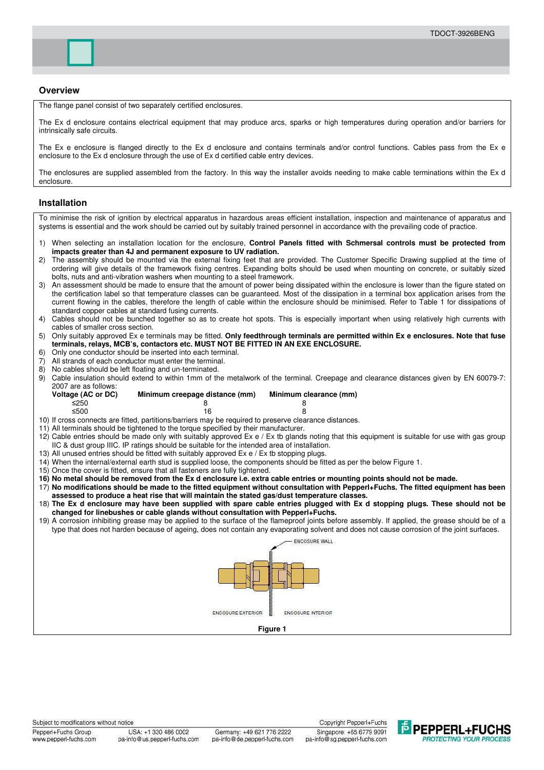## Overview

The flange panel consist of two separately certified enclosures.

The Ex d enclosure contains electrical equipment that may produce arcs, sparks or high temperatures during operation and/or barriers for intrinsically safe circuits.

The Ex e enclosure is flanged directly to the Ex d enclosure and contains terminals and/or control functions. Cables pass from the Ex e enclosure to the Ex d enclosure through the use of Ex d certified cable entry devices.

The enclosures are supplied assembled from the factory. In this way the installer avoids needing to make cable terminations within the Ex d enclosure.

## Installation

To minimise the risk of ignition by electrical apparatus in hazardous areas efficient installation, inspection and maintenance of apparatus and systems is essential and the work should be carried out by suitably trained personnel in accordance with the prevailing code of practice.

1) When selecting an installation location for the enclosure, **Control Panels fitted with Schmersal controls must be protected from impacts greater than 4J and permanent exposure to UV radiation.**
2) The assembly should be mounted via the external fixing feet that are provided. The Customer Specific Drawing supplied at the time of ordering will give details of the framework fixing centres. Expanding bolts should be used when mounting on concrete, or suitably sized bolts, nuts and anti-vibration washers when mounting to a steel framework.
3) An assessment should be made to ensure that the amount of power being dissipated within the enclosure is lower than the figure stated on the certification label so that temperature classes can be guaranteed. Most of the dissipation in a terminal box application arises from the current flowing in the cables, therefore the length of cable within the enclosure should be minimised. Refer to Table 1 for dissipations of standard copper cables at standard fusing currents.
4) Cables should not be bunched together so as to create hot spots. This is especially important when using relatively high currents with cables of smaller cross section.
5) Only suitably approved Ex e terminals may be fitted. **Only feedthrough terminals are permitted within Ex e enclosures. Note that fuse terminals, relays, MCB's, contactors etc. MUST NOT BE FITTED IN AN EXE ENCLOSURE.**
6) Only one conductor should be inserted into each terminal.
7) All strands of each conductor must enter the terminal.
8) No cables should be left floating and un-terminated.
9) Cable insulation should extend to within 1mm of the metalwork of the terminal. Creepage and clearance distances given by EN 60079-7: 2007 are as follows:

| Voltage (AC or DC) | Minimum creepage distance (mm) | Minimum clearance (mm) |
|---|---|---|
| ≤250 | 8 | 8 |
| ≤500 | 16 | 8 |

10) If cross connects are fitted, partitions/barriers may be required to preserve clearance distances.
11) All terminals should be tightened to the torque specified by their manufacturer.
12) Cable entries should be made only with suitably approved Ex e / Ex tb glands noting that this equipment is suitable for use with gas group IIC & dust group IIIC. IP ratings should be suitable for the intended area of installation.
13) All unused entries should be fitted with suitably approved Ex e / Ex tb stopping plugs.
14) When the internal/external earth stud is supplied loose, the components should be fitted as per the below Figure 1.
15) Once the cover is fitted, ensure that all fasteners are fully tightened.
16) **No metal should be removed from the Ex d enclosure i.e. extra cable entries or mounting points should not be made.**
17) **No modifications should be made to the fitted equipment without consultation with Pepperl+Fuchs. The fitted equipment has been assessed to produce a heat rise that will maintain the stated gas/dust temperature classes.**
18) **The Ex d enclosure may have been supplied with spare cable entries plugged with Ex d stopping plugs. These should not be changed for linebushes or cable glands without consultation with Pepperl+Fuchs.**
19) A corrosion inhibiting grease may be applied to the surface of the flameproof joints before assembly. If applied, the grease should be of a type that does not harden because of ageing, does not contain any evaporating solvent and does not cause corrosion of the joint surfaces.

ENCOSURE WALL

ENCOSURE EXTERIOR    ENCOSURE INTERIOR

**Figure 1**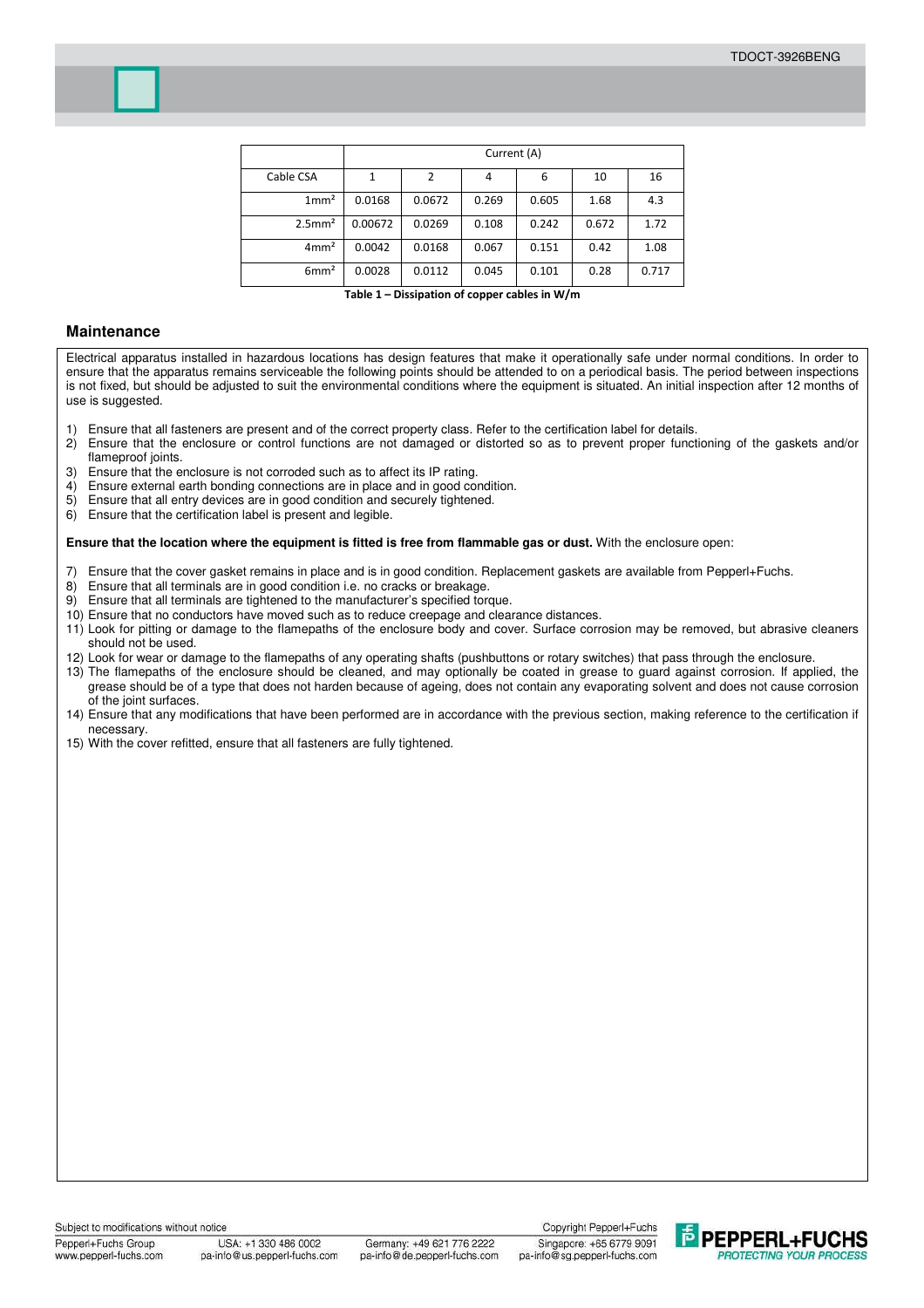| | Current (A) | | | | | |
|---|---|---|---|---|---|---|
| Cable CSA | 1 | 2 | 4 | 6 | 10 | 16 |
| $1mm^2$ | 0.0168 | 0.0672 | 0.269 | 0.605 | 1.68 | 4.3 |
| $2.5mm^2$ | 0.00672 | 0.0269 | 0.108 | 0.242 | 0.672 | 1.72 |
| $4mm^2$ | 0.0042 | 0.0168 | 0.067 | 0.151 | 0.42 | 1.08 |
| $6mm^2$ | 0.0028 | 0.0112 | 0.045 | 0.101 | 0.28 | 0.717 |

**Table 1 – Dissipation of copper cables in W/m**

## Maintenance

Electrical apparatus installed in hazardous locations has design features that make it operationally safe under normal conditions. In order to ensure that the apparatus remains serviceable the following points should be attended to on a periodical basis. The period between inspections is not fixed, but should be adjusted to suit the environmental conditions where the equipment is situated. An initial inspection after 12 months of use is suggested.

1) Ensure that all fasteners are present and of the correct property class. Refer to the certification label for details.
2) Ensure that the enclosure or control functions are not damaged or distorted so as to prevent proper functioning of the gaskets and/or flameproof joints.
3) Ensure that the enclosure is not corroded such as to affect its IP rating.
4) Ensure external earth bonding connections are in place and in good condition.
5) Ensure that all entry devices are in good condition and securely tightened.
6) Ensure that the certification label is present and legible.

**Ensure that the location where the equipment is fitted is free from flammable gas or dust.** With the enclosure open:

7) Ensure that the cover gasket remains in place and is in good condition. Replacement gaskets are available from Pepperl+Fuchs.
8) Ensure that all terminals are in good condition i.e. no cracks or breakage.
9) Ensure that all terminals are tightened to the manufacturer's specified torque.
10) Ensure that no conductors have moved such as to reduce creepage and clearance distances.
11) Look for pitting or damage to the flamepaths of the enclosure body and cover. Surface corrosion may be removed, but abrasive cleaners should not be used.
12) Look for wear or damage to the flamepaths of any operating shafts (pushbuttons or rotary switches) that pass through the enclosure.
13) The flamepaths of the enclosure should be cleaned, and may optionally be coated in grease to guard against corrosion. If applied, the grease should be of a type that does not harden because of ageing, does not contain any evaporating solvent and does not cause corrosion of the joint surfaces.
14) Ensure that any modifications that have been performed are in accordance with the previous section, making reference to the certification if necessary.
15) With the cover refitted, ensure that all fasteners are fully tightened.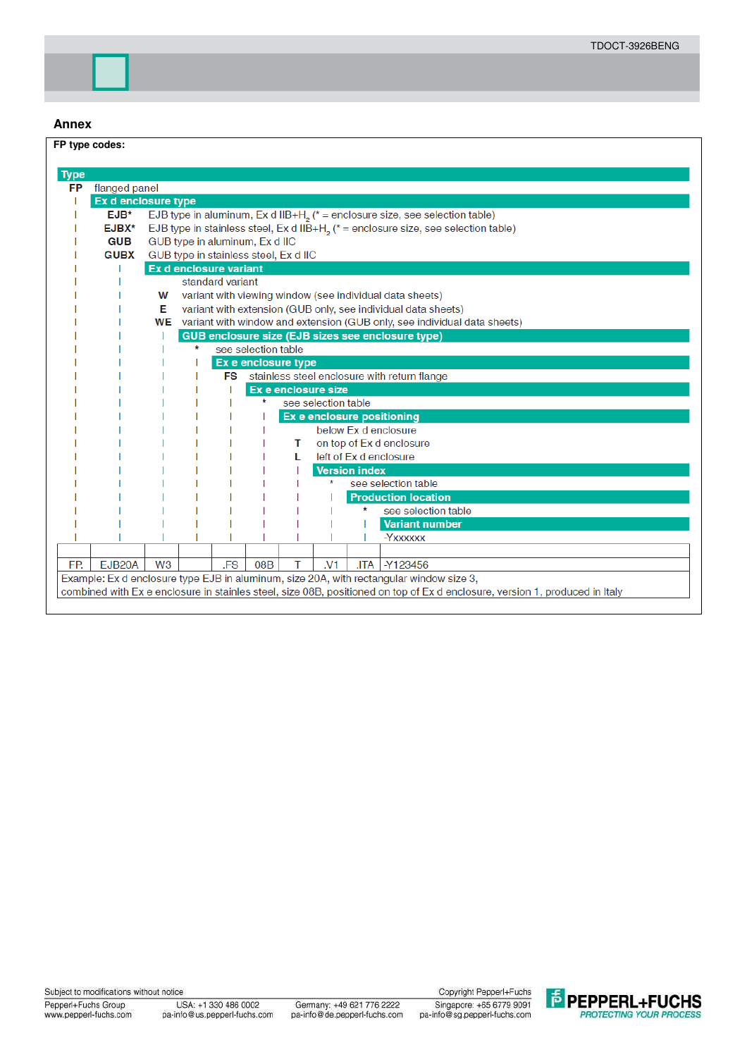## Annex

**FP type codes:**

**Type**

**FP** flanged panel

**Ex d enclosure type**

- **EJB*** EJB type in aluminum, Ex d IIB+$H_2$ (* = enclosure size, see selection table)
- **EJBX*** EJB type in stainless steel, Ex d IIB+$H_2$ (* = enclosure size, see selection table)
- **GUB** GUB type in aluminum, Ex d IIC
- **GUBX** GUB type in stainless steel, Ex d IIC

**Ex d enclosure variant**

- standard variant
- **W** variant with viewing window (see individual data sheets)
- **E** variant with extension (GUB only, see individual data sheets)
- **WE** variant with window and extension (GUB only, see individual data sheets)

**GUB enclosure size (EJB sizes see enclosure type)**

- **\*** see selection table

**Ex e enclosure type**

- **FS** stainless steel enclosure with return flange

**Ex e enclosure size**

- **\*** see selection table

**Ex e enclosure positioning**

- below Ex d enclosure
- **T** on top of Ex d enclosure
- **L** left of Ex d enclosure

**Version index**

- **\*** see selection table

**Production location**

- **\*** see selection table

**Variant number**

- -Yxxxxxx

| | | | | | | | | | |
|---|---|---|---|---|---|---|---|---|---|
| FP. | EJB20A | W3 | | .FS | 08B | T | .V1 | .ITA | -Y123456 |

Example: Ex d enclosure type EJB in aluminum, size 20A, with rectangular window size 3, combined with Ex e enclosure in stainles steel, size 08B, positioned on top of Ex d enclosure, version 1, produced in Italy